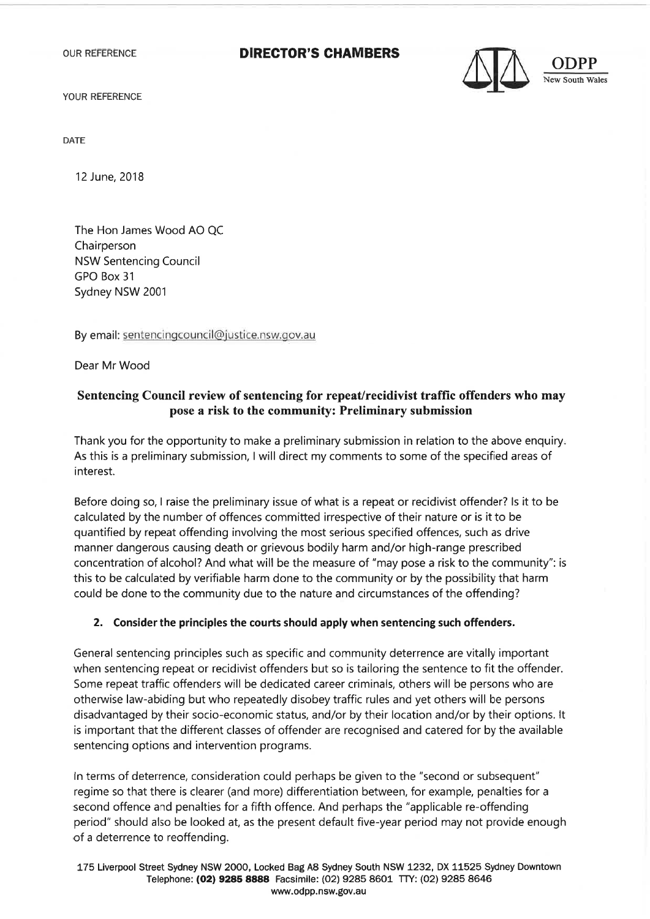OUR REFERENCE

**DIRECTOR'S CHAMBERS**

ODPP
New South Wales

YOUR REFERENCE

DATE

12 June, 2018

The Hon James Wood AO QC
Chairperson
NSW Sentencing Council
GPO Box 31
Sydney NSW 2001

By email: sentencingcouncil@justice.nsw.gov.au

Dear Mr Wood

**Sentencing Council review of sentencing for repeat/recidivist traffic offenders who may pose a risk to the community: Preliminary submission**

Thank you for the opportunity to make a preliminary submission in relation to the above enquiry. As this is a preliminary submission, I will direct my comments to some of the specified areas of interest.

Before doing so, I raise the preliminary issue of what is a repeat or recidivist offender? Is it to be calculated by the number of offences committed irrespective of their nature or is it to be quantified by repeat offending involving the most serious specified offences, such as drive manner dangerous causing death or grievous bodily harm and/or high-range prescribed concentration of alcohol? And what will be the measure of "may pose a risk to the community": is this to be calculated by verifiable harm done to the community or by the possibility that harm could be done to the community due to the nature and circumstances of the offending?

**2. Consider the principles the courts should apply when sentencing such offenders.**

General sentencing principles such as specific and community deterrence are vitally important when sentencing repeat or recidivist offenders but so is tailoring the sentence to fit the offender. Some repeat traffic offenders will be dedicated career criminals, others will be persons who are otherwise law-abiding but who repeatedly disobey traffic rules and yet others will be persons disadvantaged by their socio-economic status, and/or by their location and/or by their options. It is important that the different classes of offender are recognised and catered for by the available sentencing options and intervention programs.

In terms of deterrence, consideration could perhaps be given to the "second or subsequent" regime so that there is clearer (and more) differentiation between, for example, penalties for a second offence and penalties for a fifth offence. And perhaps the "applicable re-offending period" should also be looked at, as the present default five-year period may not provide enough of a deterrence to reoffending.

175 Liverpool Street Sydney NSW 2000, Locked Bag A8 Sydney South NSW 1232, DX 11525 Sydney Downtown
Telephone: **(02) 9285 8888** Facsimile: (02) 9285 8601 TTY: (02) 9285 8646
www.odpp.nsw.gov.au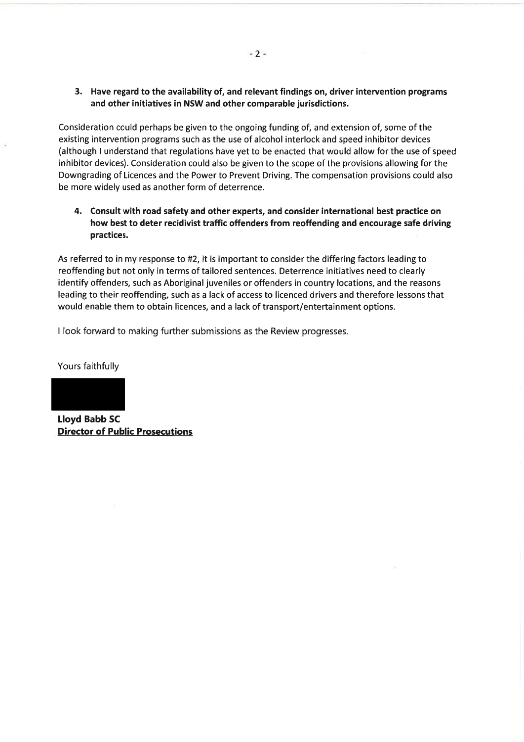3. **Have regard to the availability of, and relevant findings on, driver intervention programs and other initiatives in NSW and other comparable jurisdictions.**

Consideration could perhaps be given to the ongoing funding of, and extension of, some of the existing intervention programs such as the use of alcohol interlock and speed inhibitor devices (although I understand that regulations have yet to be enacted that would allow for the use of speed inhibitor devices). Consideration could also be given to the scope of the provisions allowing for the Downgrading of Licences and the Power to Prevent Driving. The compensation provisions could also be more widely used as another form of deterrence.

4. **Consult with road safety and other experts, and consider international best practice on how best to deter recidivist traffic offenders from reoffending and encourage safe driving practices.**

As referred to in my response to #2, it is important to consider the differing factors leading to reoffending but not only in terms of tailored sentences. Deterrence initiatives need to clearly identify offenders, such as Aboriginal juveniles or offenders in country locations, and the reasons leading to their reoffending, such as a lack of access to licenced drivers and therefore lessons that would enable them to obtain licences, and a lack of transport/entertainment options.

I look forward to making further submissions as the Review progresses.

Yours faithfully

**Lloyd Babb SC**
**Director of Public Prosecutions**